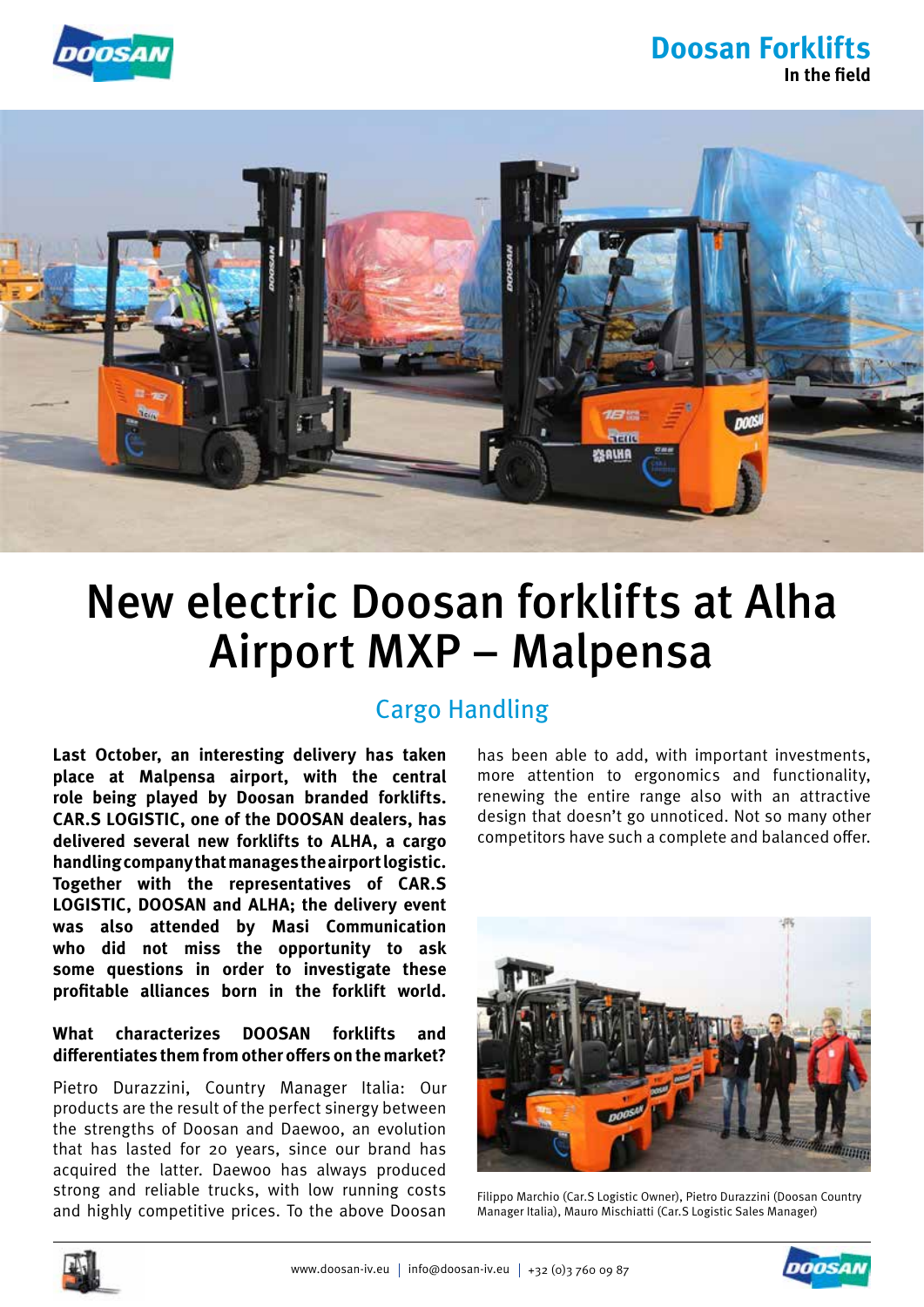# New electric Doosan forklifts at Alha Airport MXP – Malpensa

## Cargo Handling

**Last October, an interesting delivery has taken place at Malpensa airport, with the central role being played by Doosan branded forklifts. CAR.S LOGISTIC, one of the DOOSAN dealers, has delivered several new forklifts to ALHA, a cargo handling company that manages the airport logistic. Together with the representatives of CAR.S LOGISTIC, DOOSAN and ALHA; the delivery event was also attended by Masi Communication who did not miss the opportunity to ask some questions in order to investigate these profitable alliances born in the forklift world.**

**What characterizes DOOSAN forklifts and differentiates them from other offers on the market?**

Pietro Durazzini, Country Manager Italia: Our products are the result of the perfect sinergy between the strengths of Doosan and Daewoo, an evolution that has lasted for 20 years, since our brand has acquired the latter. Daewoo has always produced strong and reliable trucks, with low running costs and highly competitive prices. To the above Doosan has been able to add, with important investments, more attention to ergonomics and functionality, renewing the entire range also with an attractive design that doesn't go unnoticed. Not so many other competitors have such a complete and balanced offer.

Filippo Marchio (Car.S Logistic Owner), Pietro Durazzini (Doosan Country Manager Italia), Mauro Mischiatti (Car.S Logistic Sales Manager)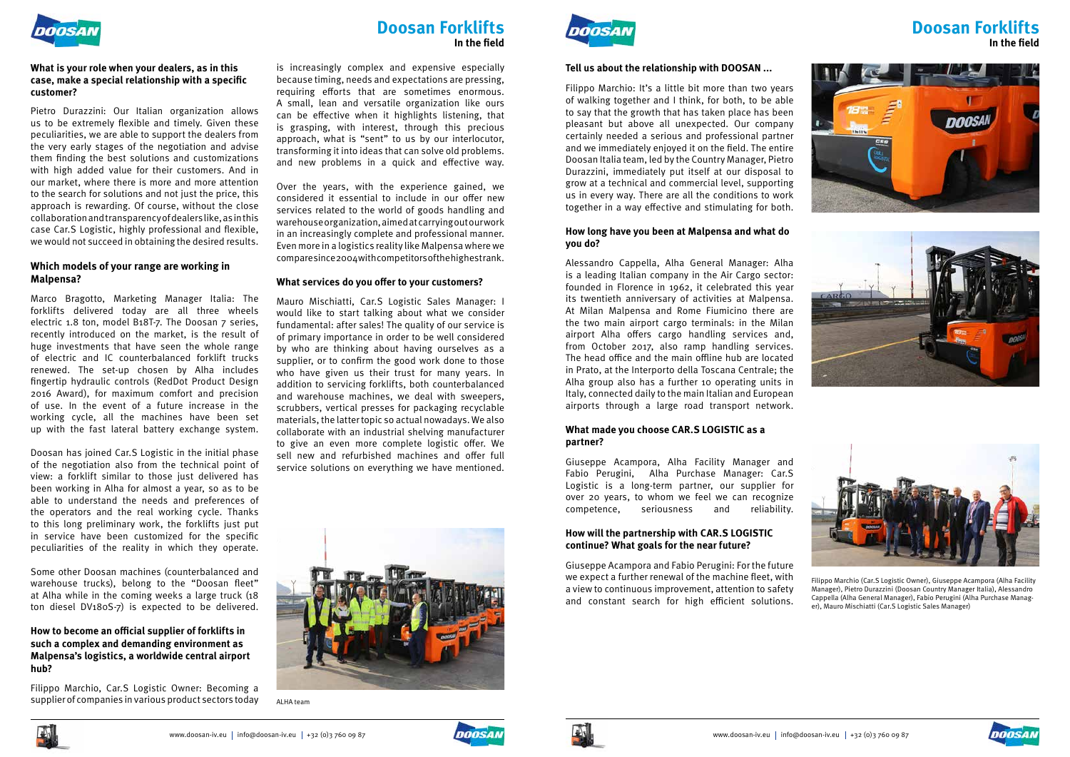**What is your role when your dealers, as in this case, make a special relationship with a specific customer?**

Pietro Durazzini: Our Italian organization allows us to be extremely flexible and timely. Given these peculiarities, we are able to support the dealers from the very early stages of the negotiation and advise them finding the best solutions and customizations with high added value for their customers. And in our market, where there is more and more attention to the search for solutions and not just the price, this approach is rewarding. Of course, without the close collaboration and transparency of dealers like, as in this case Car.S Logistic, highly professional and flexible, we would not succeed in obtaining the desired results.

**Which models of your range are working in Malpensa?**

Marco Bragotto, Marketing Manager Italia: The forklifts delivered today are all three wheels electric 1.8 ton, model B18T-7. The Doosan 7 series, recently introduced on the market, is the result of huge investments that have seen the whole range of electric and IC counterbalanced forklift trucks renewed. The set-up chosen by Alha includes fingertip hydraulic controls (RedDot Product Design 2016 Award), for maximum comfort and precision of use. In the event of a future increase in the working cycle, all the machines have been set up with the fast lateral battery exchange system.

Doosan has joined Car.S Logistic in the initial phase of the negotiation also from the technical point of view: a forklift similar to those just delivered has been working in Alha for almost a year, so as to be able to understand the needs and preferences of the operators and the real working cycle. Thanks to this long preliminary work, the forklifts just put in service have been customized for the specific peculiarities of the reality in which they operate.

Some other Doosan machines (counterbalanced and warehouse trucks), belong to the "Doosan fleet" at Alha while in the coming weeks a large truck (18 ton diesel DV180S-7) is expected to be delivered.

**How to become an official supplier of forklifts in such a complex and demanding environment as Malpensa's logistics, a worldwide central airport hub?**

Filippo Marchio, Car.S Logistic Owner: Becoming a supplier of companies in various product sectors today is increasingly complex and expensive especially because timing, needs and expectations are pressing, requiring efforts that are sometimes enormous. A small, lean and versatile organization like ours can be effective when it highlights listening, that is grasping, with interest, through this precious approach, what is "sent" to us by our interlocutor, transforming it into ideas that can solve old problems. and new problems in a quick and effective way.

Over the years, with the experience gained, we considered it essential to include in our offer new services related to the world of goods handling and warehouse organization, aimed at carrying out our work in an increasingly complete and professional manner. Even more in a logistics reality like Malpensa where we compare since 2004 with competitors of the highest rank.

**What services do you offer to your customers?**

Mauro Mischiatti, Car.S Logistic Sales Manager: I would like to start talking about what we consider fundamental: after sales! The quality of our service is of primary importance in order to be well considered by who are thinking about having ourselves as a supplier, or to confirm the good work done to those who have given us their trust for many years. In addition to servicing forklifts, both counterbalanced and warehouse machines, we deal with sweepers, scrubbers, vertical presses for packaging recyclable materials, the latter topic so actual nowadays. We also collaborate with an industrial shelving manufacturer to give an even more complete logistic offer. We sell new and refurbished machines and offer full service solutions on everything we have mentioned.

ALHA team

**Tell us about the relationship with DOOSAN ...**

Filippo Marchio: It's a little bit more than two years of walking together and I think, for both, to be able to say that the growth that has taken place has been pleasant but above all unexpected. Our company certainly needed a serious and professional partner and we immediately enjoyed it on the field. The entire Doosan Italia team, led by the Country Manager, Pietro Durazzini, immediately put itself at our disposal to grow at a technical and commercial level, supporting us in every way. There are all the conditions to work together in a way effective and stimulating for both.

**How long have you been at Malpensa and what do you do?**

Alessandro Cappella, Alha General Manager: Alha is a leading Italian company in the Air Cargo sector: founded in Florence in 1962, it celebrated this year its twentieth anniversary of activities at Malpensa. At Milan Malpensa and Rome Fiumicino there are the two main airport cargo terminals: in the Milan airport Alha offers cargo handling services and, from October 2017, also ramp handling services. The head office and the main offline hub are located in Prato, at the Interporto della Toscana Centrale; the Alha group also has a further 10 operating units in Italy, connected daily to the main Italian and European airports through a large road transport network.

**What made you choose CAR.S LOGISTIC as a partner?**

Giuseppe Acampora, Alha Facility Manager and Fabio Perugini, Alha Purchase Manager: Car.S Logistic is a long-term partner, our supplier for over 20 years, to whom we feel we can recognize competence, seriousness and reliability.

**How will the partnership with CAR.S LOGISTIC continue? What goals for the near future?**

Giuseppe Acampora and Fabio Perugini: For the future we expect a further renewal of the machine fleet, with a view to continuous improvement, attention to safety and constant search for high efficient solutions.

Filippo Marchio (Car.S Logistic Owner), Giuseppe Acampora (Alha Facility Manager), Pietro Durazzini (Doosan Country Manager Italia), Alessandro Cappella (Alha General Manager), Fabio Perugini (Alha Purchase Manager), Mauro Mischiatti (Car.S Logistic Sales Manager)